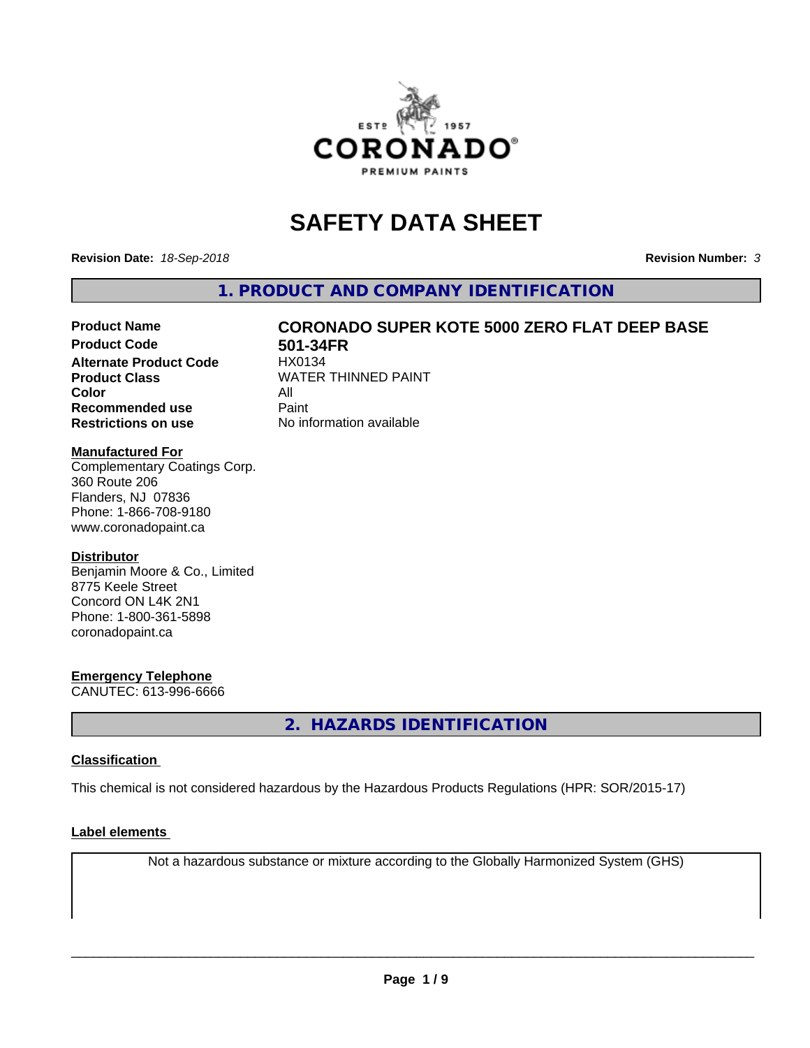# SAFETY DATA SHEET

**Revision Date:** *18-Sep-2018*

**Revision Number:** *3*

## 1. PRODUCT AND COMPANY IDENTIFICATION

| | |
|---|---|
| **Product Name** | **CORONADO SUPER KOTE 5000 ZERO FLAT DEEP BASE** |
| **Product Code** | **501-34FR** |
| **Alternate Product Code** | HX0134 |
| **Product Class** | WATER THINNED PAINT |
| **Color** | All |
| **Recommended use** | Paint |
| **Restrictions on use** | No information available |

**Manufactured For**
Complementary Coatings Corp.
360 Route 206
Flanders, NJ 07836
Phone: 1-866-708-9180
www.coronadopaint.ca

**Distributor**
Benjamin Moore & Co., Limited
8775 Keele Street
Concord ON L4K 2N1
Phone: 1-800-361-5898
coronadopaint.ca

**Emergency Telephone**
CANUTEC: 613-996-6666

## 2. HAZARDS IDENTIFICATION

**Classification**

This chemical is not considered hazardous by the Hazardous Products Regulations (HPR: SOR/2015-17)

**Label elements**

Not a hazardous substance or mixture according to the Globally Harmonized System (GHS)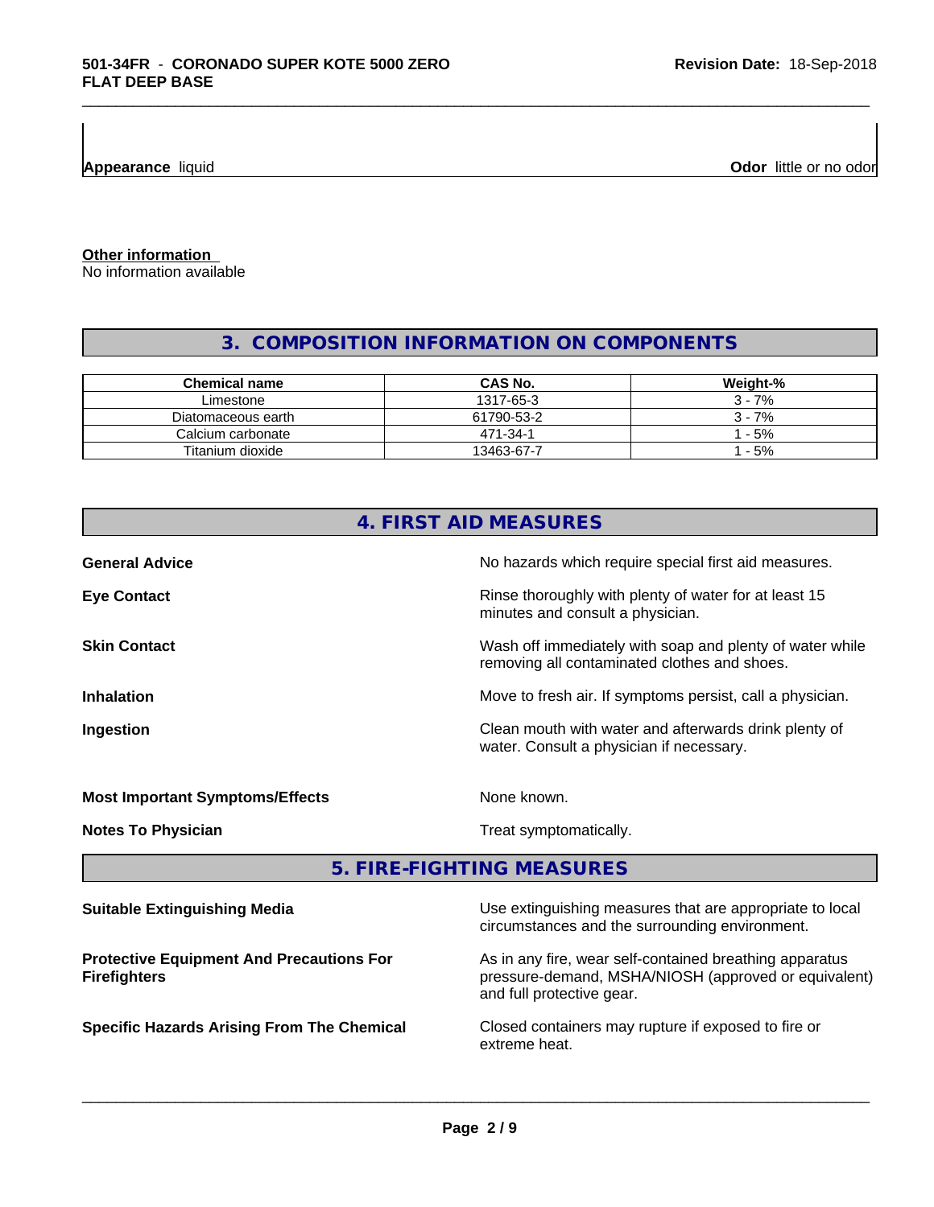**Appearance** liquid **Odor** little or no odor

**Other information**
No information available

## 3. COMPOSITION INFORMATION ON COMPONENTS

| Chemical name | CAS No. | Weight-% |
|---|---|---|
| Limestone | 1317-65-3 | 3 - 7% |
| Diatomaceous earth | 61790-53-2 | 3 - 7% |
| Calcium carbonate | 471-34-1 | 1 - 5% |
| Titanium dioxide | 13463-67-7 | 1 - 5% |

## 4. FIRST AID MEASURES

**General Advice** No hazards which require special first aid measures.

**Eye Contact** Rinse thoroughly with plenty of water for at least 15 minutes and consult a physician.

**Skin Contact** Wash off immediately with soap and plenty of water while removing all contaminated clothes and shoes.

**Inhalation** Move to fresh air. If symptoms persist, call a physician.

**Ingestion** Clean mouth with water and afterwards drink plenty of water. Consult a physician if necessary.

**Most Important Symptoms/Effects** None known.

**Notes To Physician** Treat symptomatically.

## 5. FIRE-FIGHTING MEASURES

**Suitable Extinguishing Media** Use extinguishing measures that are appropriate to local circumstances and the surrounding environment.

**Protective Equipment And Precautions For Firefighters** As in any fire, wear self-contained breathing apparatus pressure-demand, MSHA/NIOSH (approved or equivalent) and full protective gear.

**Specific Hazards Arising From The Chemical** Closed containers may rupture if exposed to fire or extreme heat.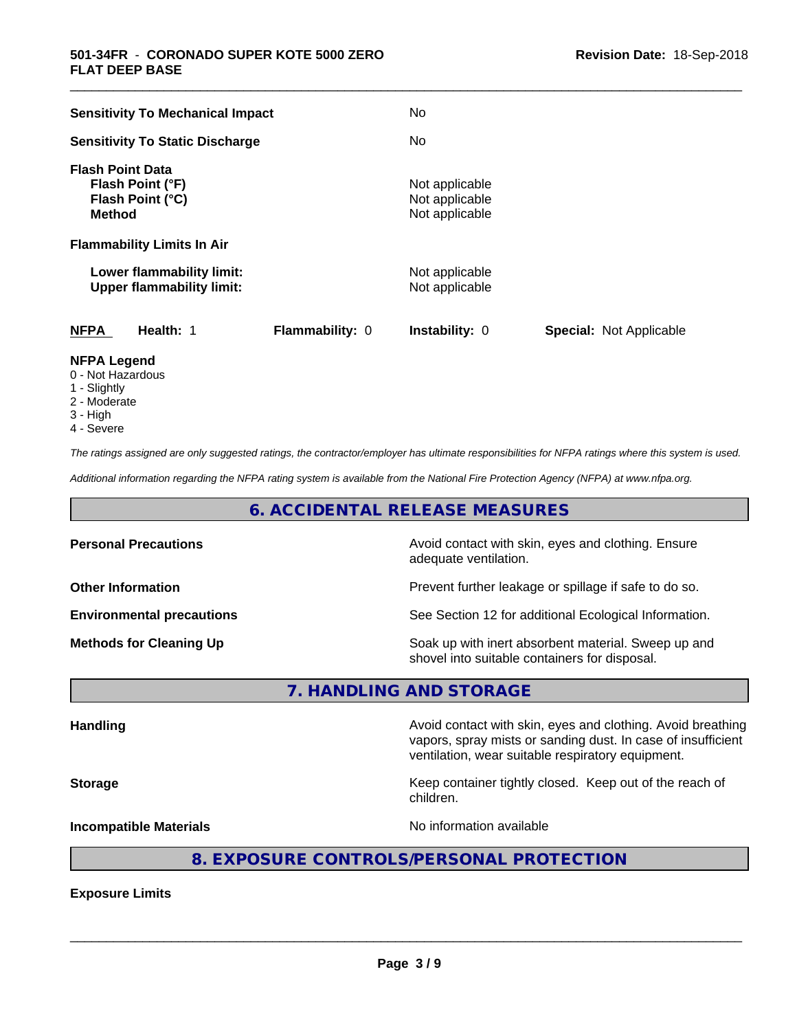| | |
|---|---|
| **Sensitivity To Mechanical Impact** | No |
| **Sensitivity To Static Discharge** | No |

**Flash Point Data**

| | |
|---|---|
| **Flash Point (°F)** | Not applicable |
| **Flash Point (°C)** | Not applicable |
| **Method** | Not applicable |

**Flammability Limits In Air**

| | |
|---|---|
| **Lower flammability limit:** | Not applicable |
| **Upper flammability limit:** | Not applicable |

| **NFPA** | **Health:** 1 | **Flammability:** 0 | **Instability:** 0 | **Special:** Not Applicable |
|---|---|---|---|---|

**NFPA Legend**

- 0 - Not Hazardous
- 1 - Slightly
- 2 - Moderate
- 3 - High
- 4 - Severe

*The ratings assigned are only suggested ratings, the contractor/employer has ultimate responsibilities for NFPA ratings where this system is used.*

*Additional information regarding the NFPA rating system is available from the National Fire Protection Agency (NFPA) at www.nfpa.org.*

## 6. ACCIDENTAL RELEASE MEASURES

| | |
|---|---|
| **Personal Precautions** | Avoid contact with skin, eyes and clothing. Ensure adequate ventilation. |
| **Other Information** | Prevent further leakage or spillage if safe to do so. |
| **Environmental precautions** | See Section 12 for additional Ecological Information. |
| **Methods for Cleaning Up** | Soak up with inert absorbent material. Sweep up and shovel into suitable containers for disposal. |

## 7. HANDLING AND STORAGE

| | |
|---|---|
| **Handling** | Avoid contact with skin, eyes and clothing. Avoid breathing vapors, spray mists or sanding dust. In case of insufficient ventilation, wear suitable respiratory equipment. |
| **Storage** | Keep container tightly closed. Keep out of the reach of children. |
| **Incompatible Materials** | No information available |

## 8. EXPOSURE CONTROLS/PERSONAL PROTECTION

**Exposure Limits**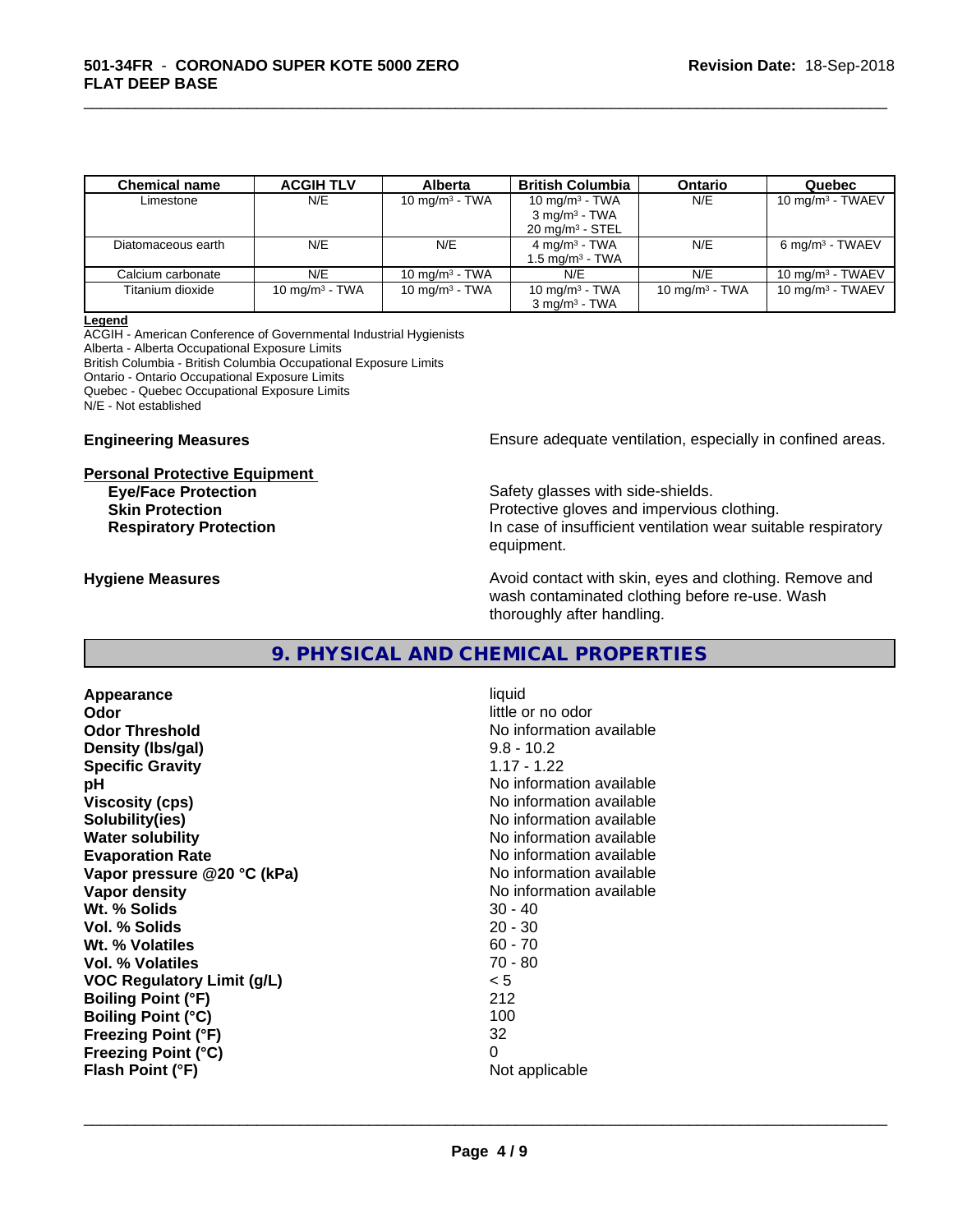| Chemical name | ACGIH TLV | Alberta | British Columbia | Ontario | Quebec |
|---|---|---|---|---|---|
| Limestone | N/E | 10 mg/m³ - TWA | 10 mg/m³ - TWA<br>3 mg/m³ - TWA<br>20 mg/m³ - STEL | N/E | 10 mg/m³ - TWAEV |
| Diatomaceous earth | N/E | N/E | 4 mg/m³ - TWA<br>1.5 mg/m³ - TWA | N/E | 6 mg/m³ - TWAEV |
| Calcium carbonate | N/E | 10 mg/m³ - TWA | N/E | N/E | 10 mg/m³ - TWAEV |
| Titanium dioxide | 10 mg/m³ - TWA | 10 mg/m³ - TWA | 10 mg/m³ - TWA<br>3 mg/m³ - TWA | 10 mg/m³ - TWA | 10 mg/m³ - TWAEV |

**Legend**

ACGIH - American Conference of Governmental Industrial Hygienists
Alberta - Alberta Occupational Exposure Limits
British Columbia - British Columbia Occupational Exposure Limits
Ontario - Ontario Occupational Exposure Limits
Quebec - Quebec Occupational Exposure Limits
N/E - Not established

**Engineering Measures** Ensure adequate ventilation, especially in confined areas.

**Personal Protective Equipment**

**Eye/Face Protection** Safety glasses with side-shields.

**Skin Protection** Protective gloves and impervious clothing.

**Respiratory Protection** In case of insufficient ventilation wear suitable respiratory equipment.

**Hygiene Measures** Avoid contact with skin, eyes and clothing. Remove and wash contaminated clothing before re-use. Wash thoroughly after handling.

## 9. PHYSICAL AND CHEMICAL PROPERTIES

| | |
|---|---|
| **Appearance** | liquid |
| **Odor** | little or no odor |
| **Odor Threshold** | No information available |
| **Density (lbs/gal)** | 9.8 - 10.2 |
| **Specific Gravity** | 1.17 - 1.22 |
| **pH** | No information available |
| **Viscosity (cps)** | No information available |
| **Solubility(ies)** | No information available |
| **Water solubility** | No information available |
| **Evaporation Rate** | No information available |
| **Vapor pressure @20 °C (kPa)** | No information available |
| **Vapor density** | No information available |
| **Wt. % Solids** | 30 - 40 |
| **Vol. % Solids** | 20 - 30 |
| **Wt. % Volatiles** | 60 - 70 |
| **Vol. % Volatiles** | 70 - 80 |
| **VOC Regulatory Limit (g/L)** | < 5 |
| **Boiling Point (°F)** | 212 |
| **Boiling Point (°C)** | 100 |
| **Freezing Point (°F)** | 32 |
| **Freezing Point (°C)** | 0 |
| **Flash Point (°F)** | Not applicable |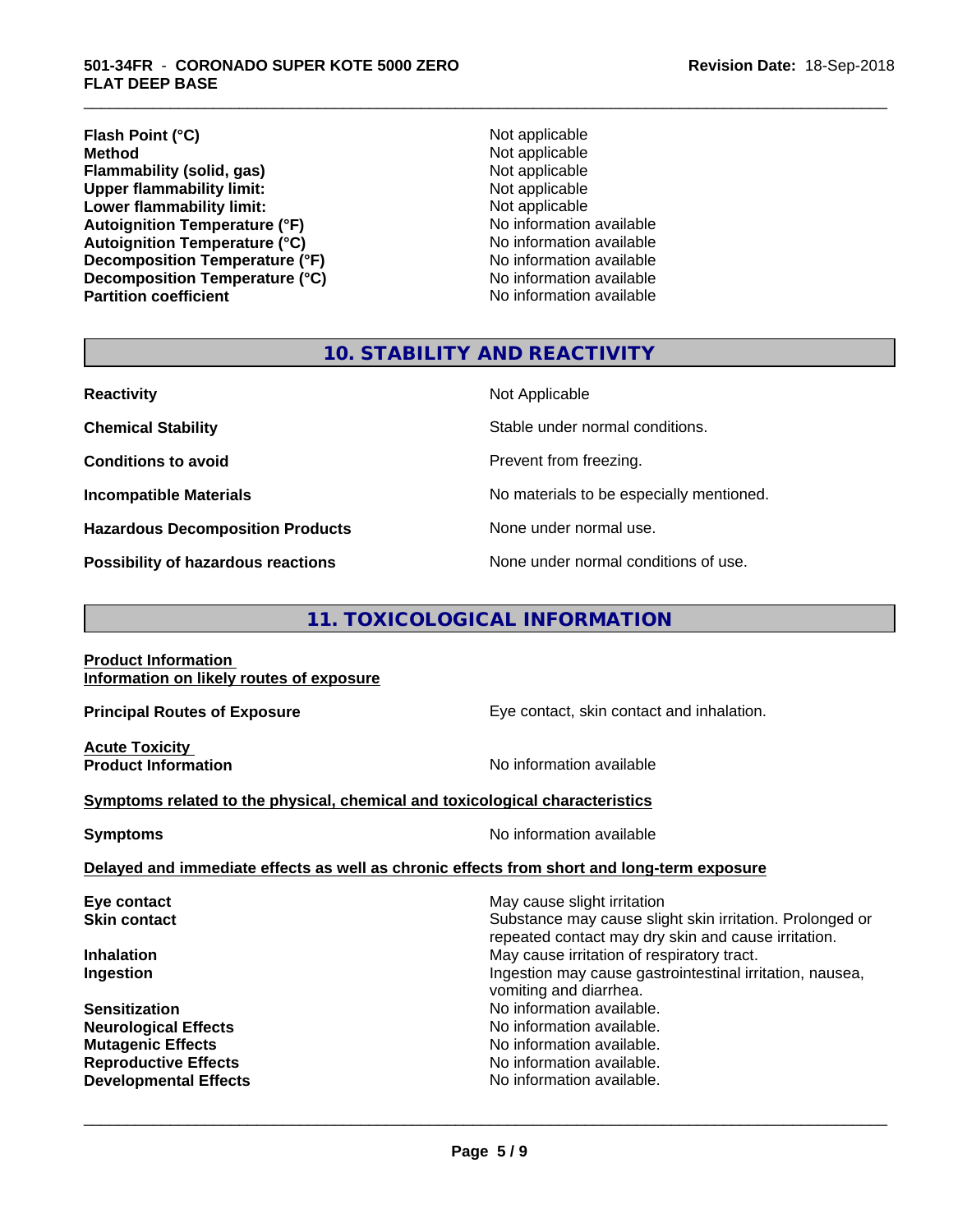| | |
|---|---|
| **Flash Point (°C)** | Not applicable |
| **Method** | Not applicable |
| **Flammability (solid, gas)** | Not applicable |
| **Upper flammability limit:** | Not applicable |
| **Lower flammability limit:** | Not applicable |
| **Autoignition Temperature (°F)** | No information available |
| **Autoignition Temperature (°C)** | No information available |
| **Decomposition Temperature (°F)** | No information available |
| **Decomposition Temperature (°C)** | No information available |
| **Partition coefficient** | No information available |

## 10. STABILITY AND REACTIVITY

| | |
|---|---|
| **Reactivity** | Not Applicable |
| **Chemical Stability** | Stable under normal conditions. |
| **Conditions to avoid** | Prevent from freezing. |
| **Incompatible Materials** | No materials to be especially mentioned. |
| **Hazardous Decomposition Products** | None under normal use. |
| **Possibility of hazardous reactions** | None under normal conditions of use. |

## 11. TOXICOLOGICAL INFORMATION

**Product Information**
**Information on likely routes of exposure**

| | |
|---|---|
| **Principal Routes of Exposure** | Eye contact, skin contact and inhalation. |

**Acute Toxicity**

| | |
|---|---|
| **Product Information** | No information available |

**Symptoms related to the physical, chemical and toxicological characteristics**

| | |
|---|---|
| **Symptoms** | No information available |

**Delayed and immediate effects as well as chronic effects from short and long-term exposure**

| | |
|---|---|
| **Eye contact** | May cause slight irritation |
| **Skin contact** | Substance may cause slight skin irritation. Prolonged or repeated contact may dry skin and cause irritation. |
| **Inhalation** | May cause irritation of respiratory tract. |
| **Ingestion** | Ingestion may cause gastrointestinal irritation, nausea, vomiting and diarrhea. |
| **Sensitization** | No information available. |
| **Neurological Effects** | No information available. |
| **Mutagenic Effects** | No information available. |
| **Reproductive Effects** | No information available. |
| **Developmental Effects** | No information available. |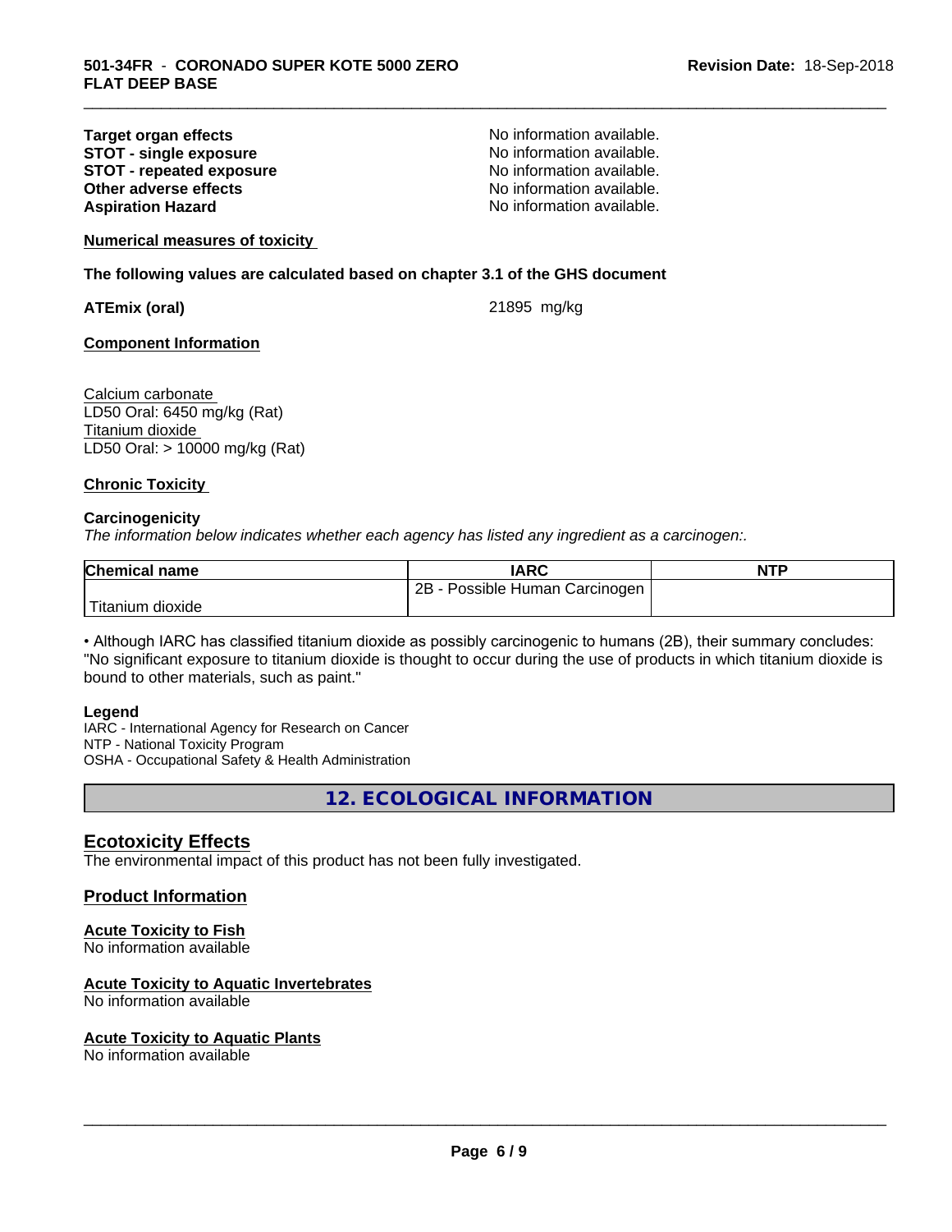| | |
|---|---|
| **Target organ effects** | No information available. |
| **STOT - single exposure** | No information available. |
| **STOT - repeated exposure** | No information available. |
| **Other adverse effects** | No information available. |
| **Aspiration Hazard** | No information available. |

**Numerical measures of toxicity**

**The following values are calculated based on chapter 3.1 of the GHS document**

**ATEmix (oral)** 21895 mg/kg

**Component Information**

Calcium carbonate
LD50 Oral: 6450 mg/kg (Rat)
Titanium dioxide
LD50 Oral: > 10000 mg/kg (Rat)

**Chronic Toxicity**

**Carcinogenicity**

*The information below indicates whether each agency has listed any ingredient as a carcinogen:.*

| Chemical name | IARC | NTP |
|---|---|---|
| Titanium dioxide | 2B - Possible Human Carcinogen | |

• Although IARC has classified titanium dioxide as possibly carcinogenic to humans (2B), their summary concludes: "No significant exposure to titanium dioxide is thought to occur during the use of products in which titanium dioxide is bound to other materials, such as paint."

**Legend**

IARC - International Agency for Research on Cancer
NTP - National Toxicity Program
OSHA - Occupational Safety & Health Administration

## 12. ECOLOGICAL INFORMATION

### Ecotoxicity Effects

The environmental impact of this product has not been fully investigated.

### Product Information

**Acute Toxicity to Fish**
No information available

**Acute Toxicity to Aquatic Invertebrates**
No information available

**Acute Toxicity to Aquatic Plants**
No information available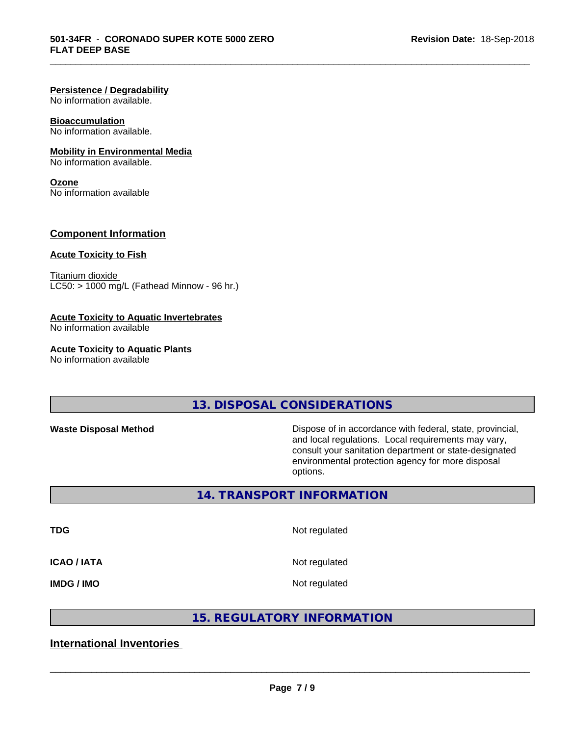**Persistence / Degradability**
No information available.

**Bioaccumulation**
No information available.

**Mobility in Environmental Media**
No information available.

**Ozone**
No information available

## Component Information

**Acute Toxicity to Fish**

Titanium dioxide
LC50: > 1000 mg/L (Fathead Minnow - 96 hr.)

**Acute Toxicity to Aquatic Invertebrates**
No information available

**Acute Toxicity to Aquatic Plants**
No information available

## 13. DISPOSAL CONSIDERATIONS

**Waste Disposal Method** Dispose of in accordance with federal, state, provincial, and local regulations. Local requirements may vary, consult your sanitation department or state-designated environmental protection agency for more disposal options.

## 14. TRANSPORT INFORMATION

| | |
|---|---|
| **TDG** | Not regulated |
| **ICAO / IATA** | Not regulated |
| **IMDG / IMO** | Not regulated |

## 15. REGULATORY INFORMATION

## International Inventories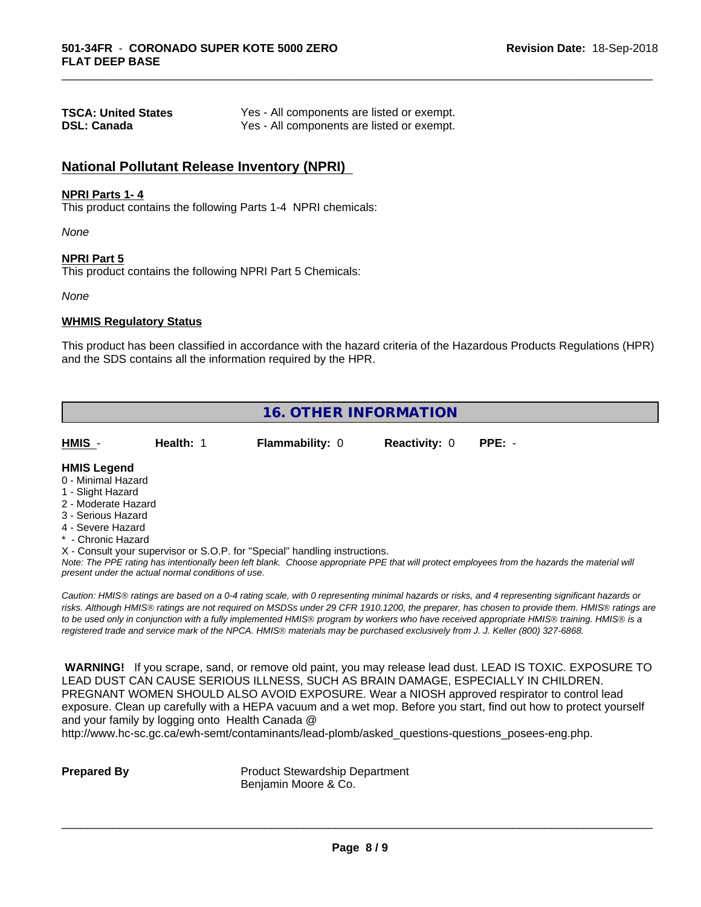| | |
|---|---|
| **TSCA: United States** | Yes - All components are listed or exempt. |
| **DSL: Canada** | Yes - All components are listed or exempt. |

## National Pollutant Release Inventory (NPRI)

**NPRI Parts 1- 4**

This product contains the following Parts 1-4 NPRI chemicals:

*None*

**NPRI Part 5**

This product contains the following NPRI Part 5 Chemicals:

*None*

**WHMIS Regulatory Status**

This product has been classified in accordance with the hazard criteria of the Hazardous Products Regulations (HPR) and the SDS contains all the information required by the HPR.

## 16. OTHER INFORMATION

| **HMIS** - | **Health:** 1 | **Flammability:** 0 | **Reactivity:** 0 | **PPE:** - |
|---|---|---|---|---|

**HMIS Legend**

0 - Minimal Hazard
1 - Slight Hazard
2 - Moderate Hazard
3 - Serious Hazard
4 - Severe Hazard
* - Chronic Hazard
X - Consult your supervisor or S.O.P. for "Special" handling instructions.

*Note: The PPE rating has intentionally been left blank. Choose appropriate PPE that will protect employees from the hazards the material will present under the actual normal conditions of use.*

*Caution: HMIS® ratings are based on a 0-4 rating scale, with 0 representing minimal hazards or risks, and 4 representing significant hazards or risks. Although HMIS® ratings are not required on MSDSs under 29 CFR 1910.1200, the preparer, has chosen to provide them. HMIS® ratings are to be used only in conjunction with a fully implemented HMIS® program by workers who have received appropriate HMIS® training. HMIS® is a registered trade and service mark of the NPCA. HMIS® materials may be purchased exclusively from J. J. Keller (800) 327-6868.*

**WARNING!** If you scrape, sand, or remove old paint, you may release lead dust. LEAD IS TOXIC. EXPOSURE TO LEAD DUST CAN CAUSE SERIOUS ILLNESS, SUCH AS BRAIN DAMAGE, ESPECIALLY IN CHILDREN. PREGNANT WOMEN SHOULD ALSO AVOID EXPOSURE. Wear a NIOSH approved respirator to control lead exposure. Clean up carefully with a HEPA vacuum and a wet mop. Before you start, find out how to protect yourself and your family by logging onto Health Canada @ http://www.hc-sc.gc.ca/ewh-semt/contaminants/lead-plomb/asked_questions-questions_posees-eng.php.

| | |
|---|---|
| **Prepared By** | Product Stewardship Department<br>Benjamin Moore & Co. |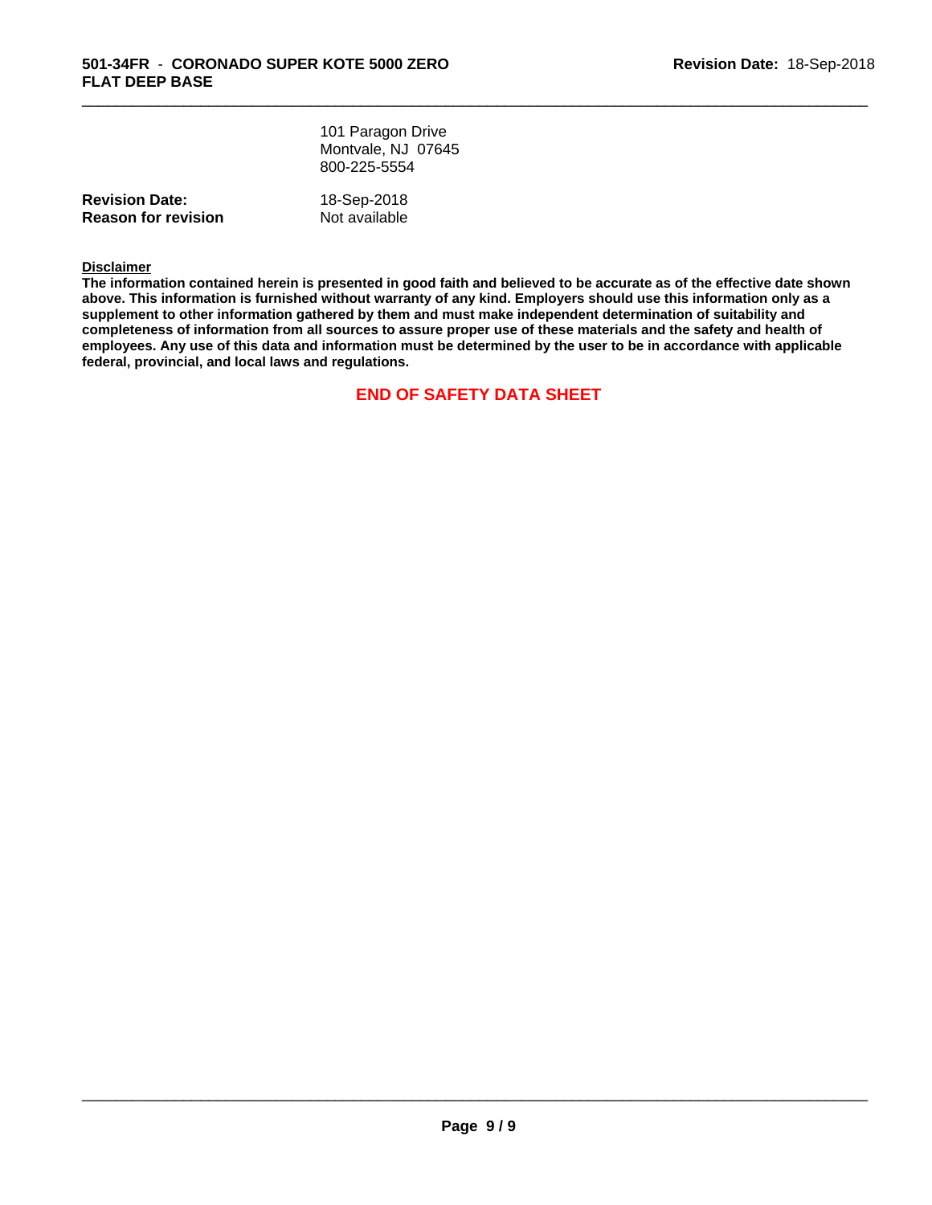101 Paragon Drive
Montvale, NJ 07645
800-225-5554

| | |
|---|---|
| **Revision Date:** | 18-Sep-2018 |
| **Reason for revision** | Not available |

**Disclaimer**

**The information contained herein is presented in good faith and believed to be accurate as of the effective date shown above. This information is furnished without warranty of any kind. Employers should use this information only as a supplement to other information gathered by them and must make independent determination of suitability and completeness of information from all sources to assure proper use of these materials and the safety and health of employees. Any use of this data and information must be determined by the user to be in accordance with applicable federal, provincial, and local laws and regulations.**

**END OF SAFETY DATA SHEET**